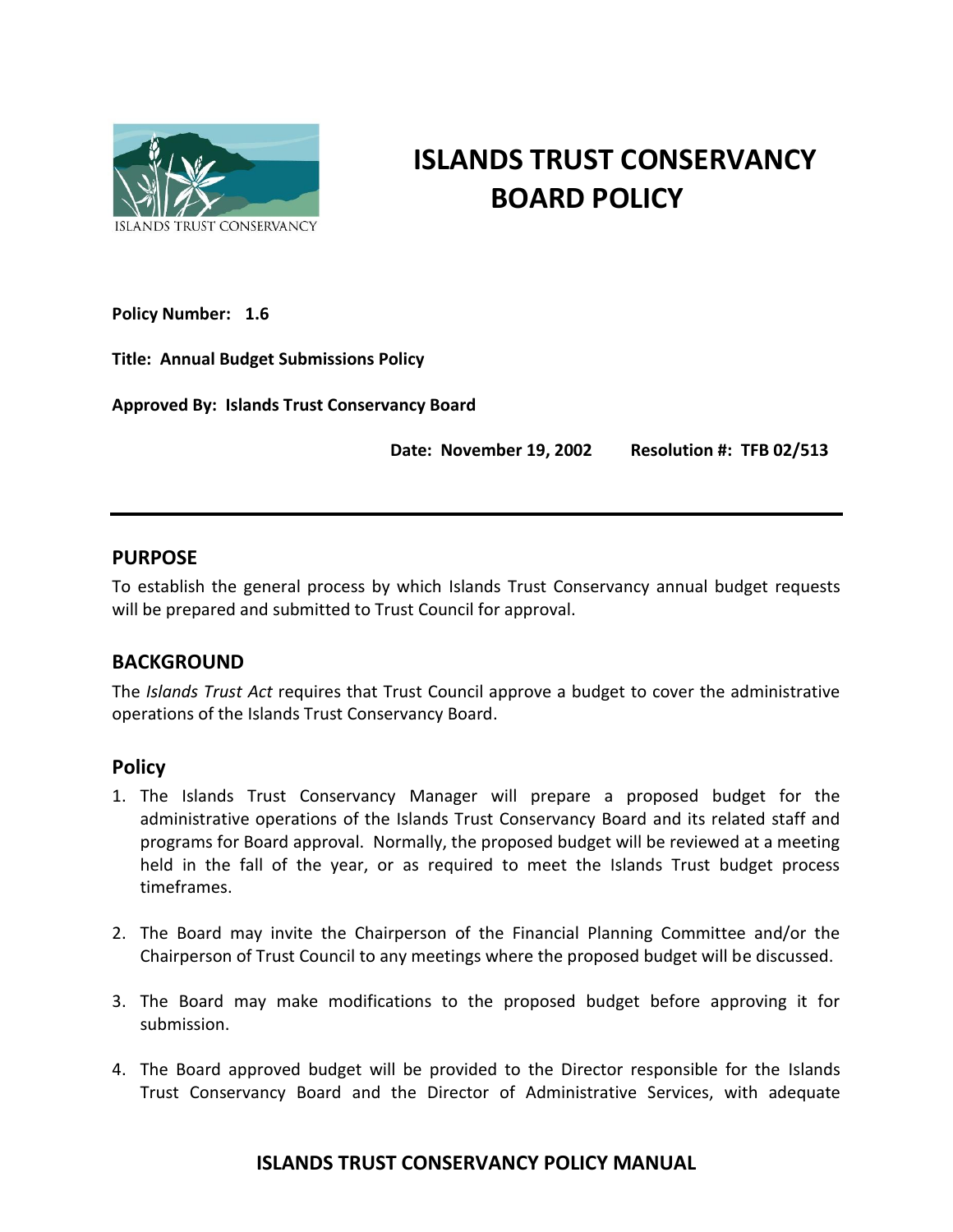# ISLANDS TRUST CONSERVANCY BOARD POLICY

**Policy Number: 1.6**

**Title: Annual Budget Submissions Policy**

**Approved By: Islands Trust Conservancy Board**

**Date: November 19, 2002 Resolution #: TFB 02/513**

---

## PURPOSE

To establish the general process by which Islands Trust Conservancy annual budget requests will be prepared and submitted to Trust Council for approval.

## BACKGROUND

The *Islands Trust Act* requires that Trust Council approve a budget to cover the administrative operations of the Islands Trust Conservancy Board.

## Policy

1. The Islands Trust Conservancy Manager will prepare a proposed budget for the administrative operations of the Islands Trust Conservancy Board and its related staff and programs for Board approval. Normally, the proposed budget will be reviewed at a meeting held in the fall of the year, or as required to meet the Islands Trust budget process timeframes.

2. The Board may invite the Chairperson of the Financial Planning Committee and/or the Chairperson of Trust Council to any meetings where the proposed budget will be discussed.

3. The Board may make modifications to the proposed budget before approving it for submission.

4. The Board approved budget will be provided to the Director responsible for the Islands Trust Conservancy Board and the Director of Administrative Services, with adequate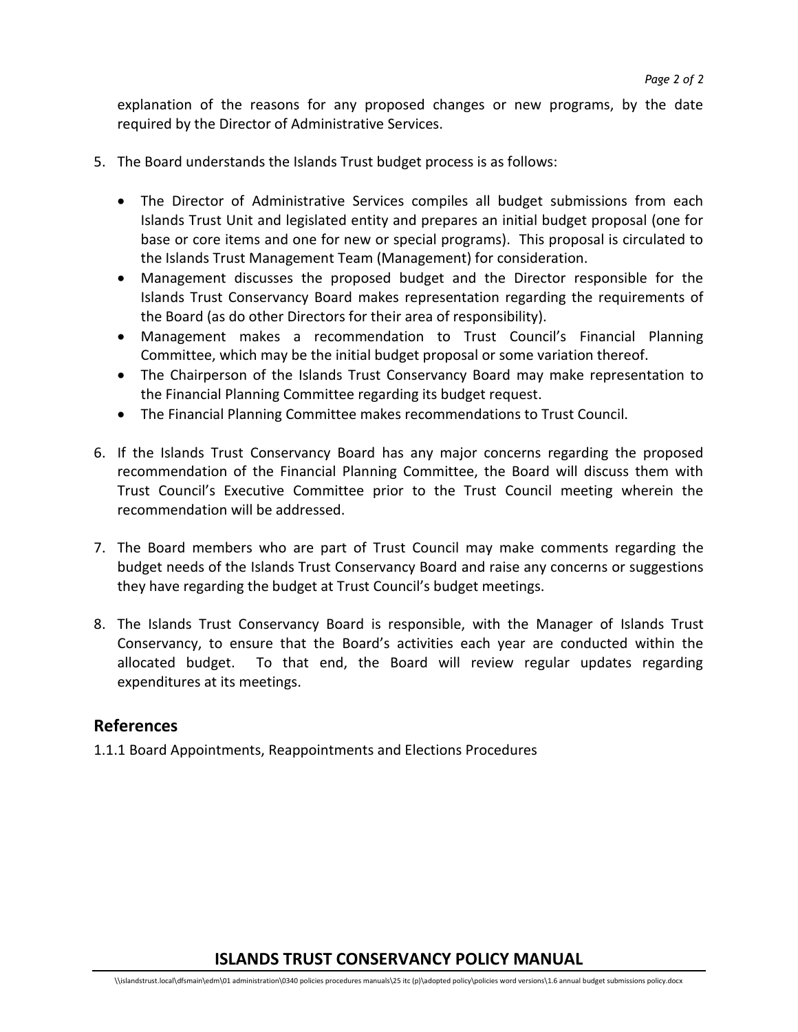explanation of the reasons for any proposed changes or new programs, by the date required by the Director of Administrative Services.

5. The Board understands the Islands Trust budget process is as follows:

   - The Director of Administrative Services compiles all budget submissions from each Islands Trust Unit and legislated entity and prepares an initial budget proposal (one for base or core items and one for new or special programs). This proposal is circulated to the Islands Trust Management Team (Management) for consideration.
   - Management discusses the proposed budget and the Director responsible for the Islands Trust Conservancy Board makes representation regarding the requirements of the Board (as do other Directors for their area of responsibility).
   - Management makes a recommendation to Trust Council's Financial Planning Committee, which may be the initial budget proposal or some variation thereof.
   - The Chairperson of the Islands Trust Conservancy Board may make representation to the Financial Planning Committee regarding its budget request.
   - The Financial Planning Committee makes recommendations to Trust Council.

6. If the Islands Trust Conservancy Board has any major concerns regarding the proposed recommendation of the Financial Planning Committee, the Board will discuss them with Trust Council's Executive Committee prior to the Trust Council meeting wherein the recommendation will be addressed.

7. The Board members who are part of Trust Council may make comments regarding the budget needs of the Islands Trust Conservancy Board and raise any concerns or suggestions they have regarding the budget at Trust Council's budget meetings.

8. The Islands Trust Conservancy Board is responsible, with the Manager of Islands Trust Conservancy, to ensure that the Board's activities each year are conducted within the allocated budget. To that end, the Board will review regular updates regarding expenditures at its meetings.

## References

1.1.1 Board Appointments, Reappointments and Elections Procedures